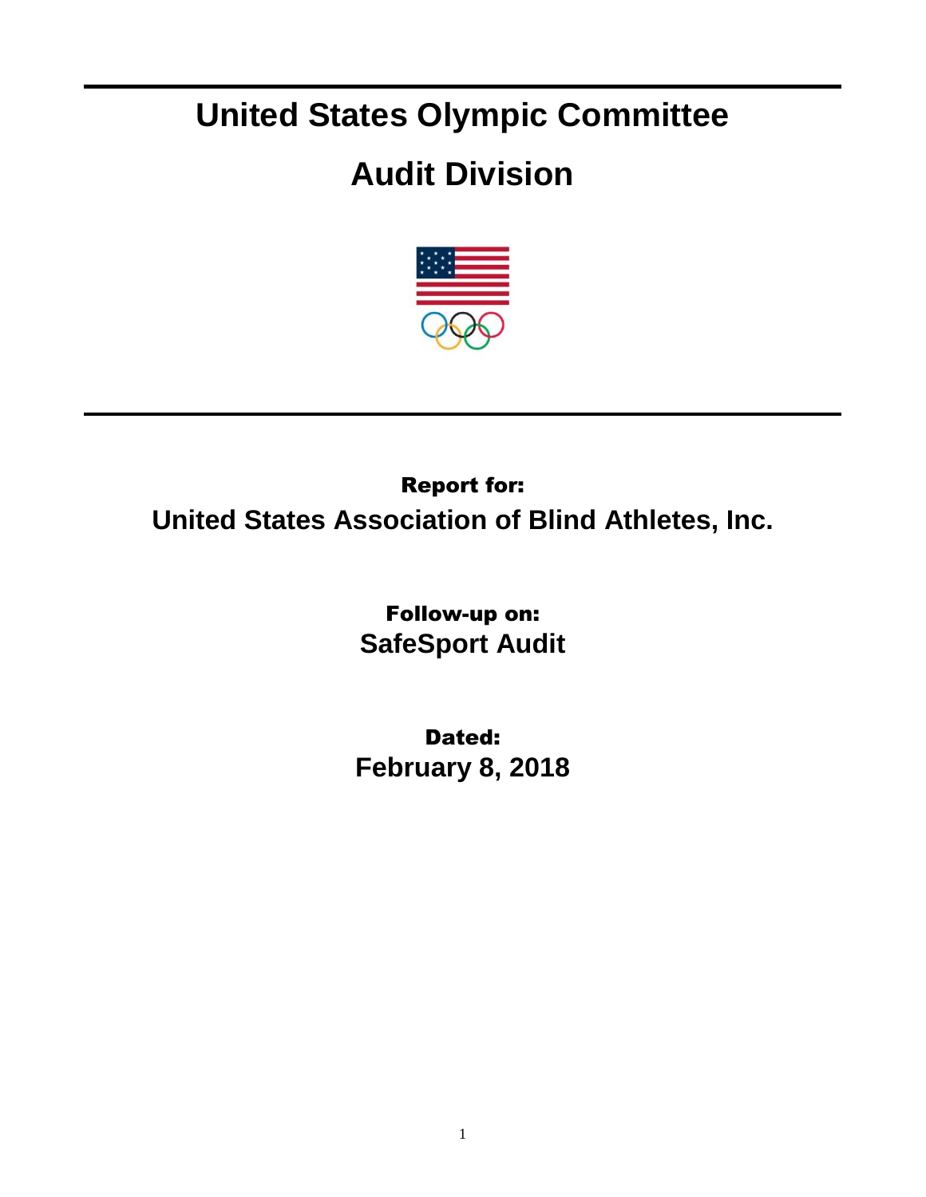# United States Olympic Committee

# Audit Division

**Report for:**

**United States Association of Blind Athletes, Inc.**

**Follow-up on:**

**SafeSport Audit**

**Dated:**

**February 8, 2018**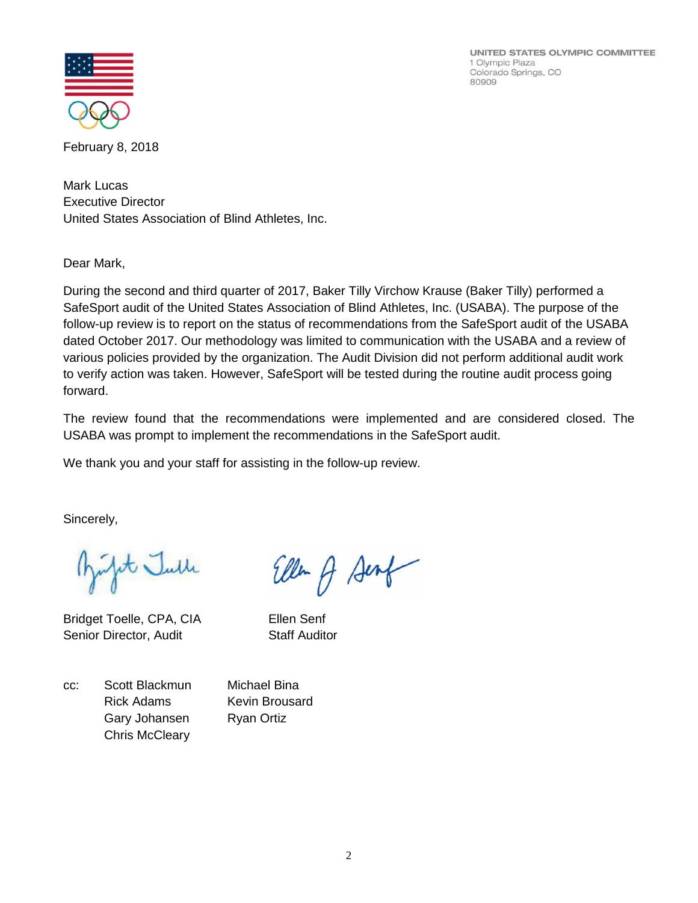UNITED STATES OLYMPIC COMMITTEE
1 Olympic Plaza
Colorado Springs, CO
80909

February 8, 2018

Mark Lucas
Executive Director
United States Association of Blind Athletes, Inc.

Dear Mark,

During the second and third quarter of 2017, Baker Tilly Virchow Krause (Baker Tilly) performed a SafeSport audit of the United States Association of Blind Athletes, Inc. (USABA). The purpose of the follow-up review is to report on the status of recommendations from the SafeSport audit of the USABA dated October 2017. Our methodology was limited to communication with the USABA and a review of various policies provided by the organization. The Audit Division did not perform additional audit work to verify action was taken. However, SafeSport will be tested during the routine audit process going forward.

The review found that the recommendations were implemented and are considered closed. The USABA was prompt to implement the recommendations in the SafeSport audit.

We thank you and your staff for assisting in the follow-up review.

Sincerely,

Bridget Toelle, CPA, CIA
Senior Director, Audit

Ellen Senf
Staff Auditor

cc: Scott Blackmun
Rick Adams
Gary Johansen
Chris McCleary
Michael Bina
Kevin Brousard
Ryan Ortiz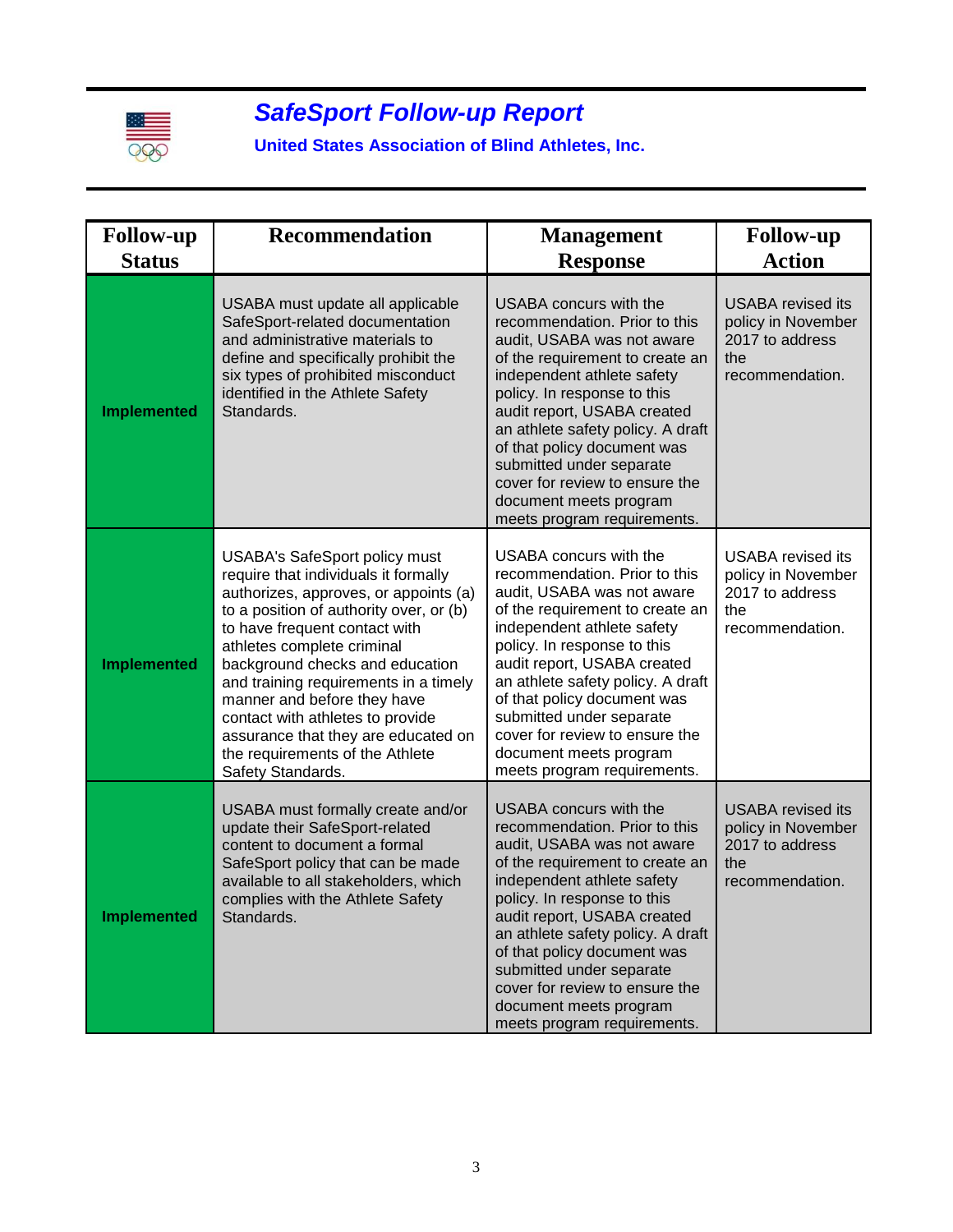# *SafeSport Follow-up Report*

**United States Association of Blind Athletes, Inc.**

| Follow-up Status | Recommendation | Management Response | Follow-up Action |
|---|---|---|---|
| **Implemented** | USABA must update all applicable SafeSport-related documentation and administrative materials to define and specifically prohibit the six types of prohibited misconduct identified in the Athlete Safety Standards. | USABA concurs with the recommendation. Prior to this audit, USABA was not aware of the requirement to create an independent athlete safety policy. In response to this audit report, USABA created an athlete safety policy. A draft of that policy document was submitted under separate cover for review to ensure the document meets program meets program requirements. | USABA revised its policy in November 2017 to address the recommendation. |
| **Implemented** | USABA's SafeSport policy must require that individuals it formally authorizes, approves, or appoints (a) to a position of authority over, or (b) to have frequent contact with athletes complete criminal background checks and education and training requirements in a timely manner and before they have contact with athletes to provide assurance that they are educated on the requirements of the Athlete Safety Standards. | USABA concurs with the recommendation. Prior to this audit, USABA was not aware of the requirement to create an independent athlete safety policy. In response to this audit report, USABA created an athlete safety policy. A draft of that policy document was submitted under separate cover for review to ensure the document meets program meets program requirements. | USABA revised its policy in November 2017 to address the recommendation. |
| **Implemented** | USABA must formally create and/or update their SafeSport-related content to document a formal SafeSport policy that can be made available to all stakeholders, which complies with the Athlete Safety Standards. | USABA concurs with the recommendation. Prior to this audit, USABA was not aware of the requirement to create an independent athlete safety policy. In response to this audit report, USABA created an athlete safety policy. A draft of that policy document was submitted under separate cover for review to ensure the document meets program meets program requirements. | USABA revised its policy in November 2017 to address the recommendation. |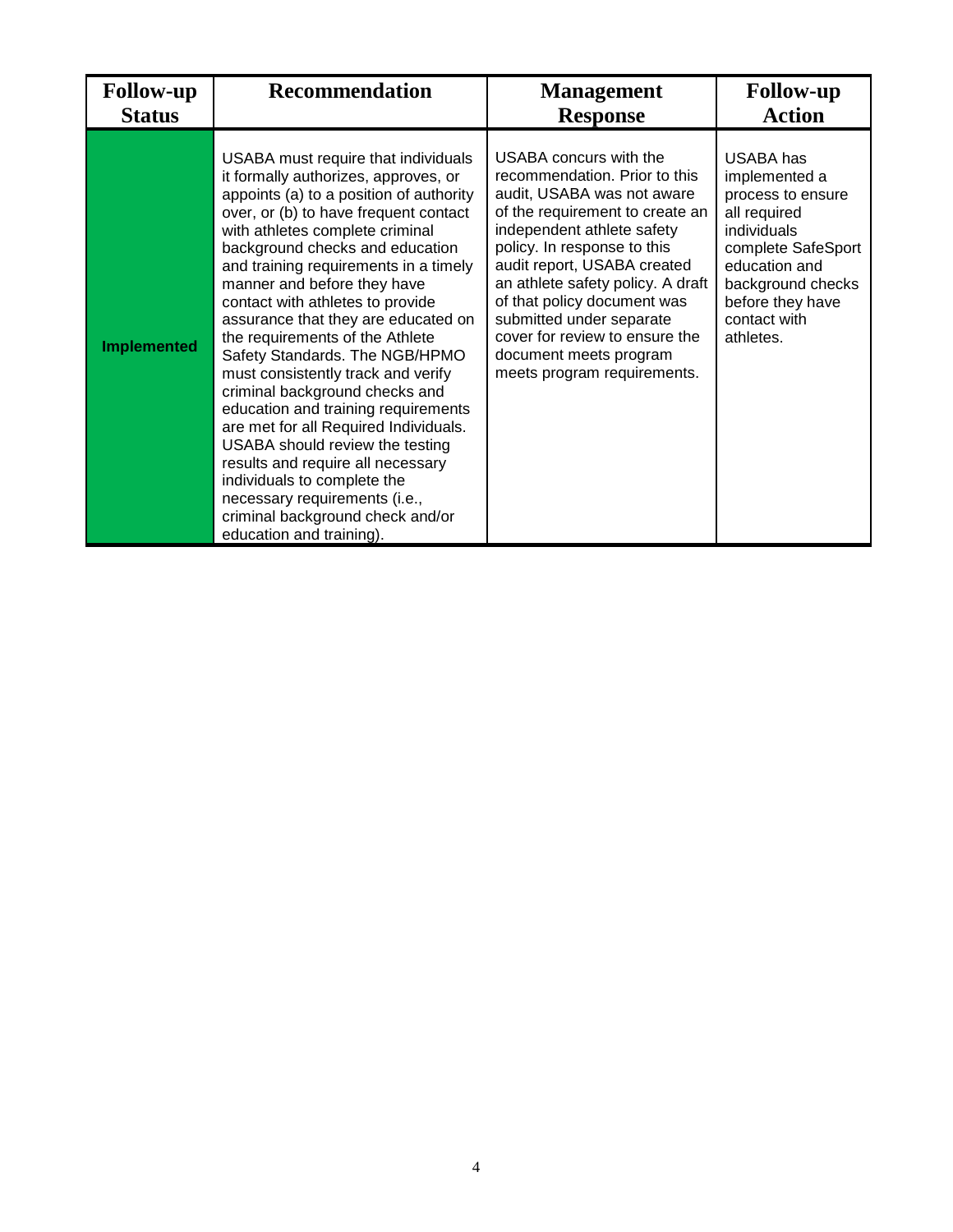| Follow-up Status | Recommendation | Management Response | Follow-up Action |
|---|---|---|---|
| **Implemented** | USABA must require that individuals it formally authorizes, approves, or appoints (a) to a position of authority over, or (b) to have frequent contact with athletes complete criminal background checks and education and training requirements in a timely manner and before they have contact with athletes to provide assurance that they are educated on the requirements of the Athlete Safety Standards. The NGB/HPMO must consistently track and verify criminal background checks and education and training requirements are met for all Required Individuals. USABA should review the testing results and require all necessary individuals to complete the necessary requirements (i.e., criminal background check and/or education and training). | USABA concurs with the recommendation. Prior to this audit, USABA was not aware of the requirement to create an independent athlete safety policy. In response to this audit report, USABA created an athlete safety policy. A draft of that policy document was submitted under separate cover for review to ensure the document meets program meets program requirements. | USABA has implemented a process to ensure all required individuals complete SafeSport education and background checks before they have contact with athletes. |